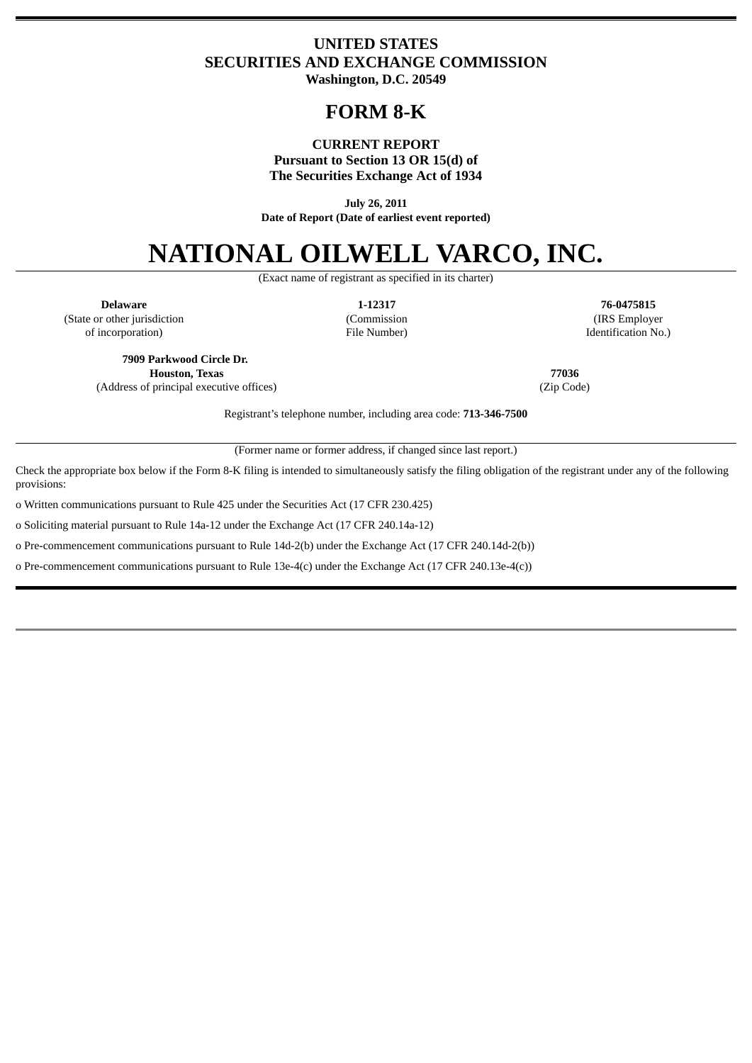# UNITED STATES
# SECURITIES AND EXCHANGE COMMISSION
**Washington, D.C. 20549**

# FORM 8-K

**CURRENT REPORT**
**Pursuant to Section 13 OR 15(d) of**
**The Securities Exchange Act of 1934**

**July 26, 2011**
**Date of Report (Date of earliest event reported)**

# NATIONAL OILWELL VARCO, INC.

(Exact name of registrant as specified in its charter)

| **Delaware** | **1-12317** | **76-0475815** |
|---|---|---|
| (State or other jurisdiction of incorporation) | (Commission File Number) | (IRS Employer Identification No.) |

| **7909 Parkwood Circle Dr. Houston, Texas** | **77036** |
|---|---|
| (Address of principal executive offices) | (Zip Code) |

Registrant's telephone number, including area code: **713-346-7500**

(Former name or former address, if changed since last report.)

Check the appropriate box below if the Form 8-K filing is intended to simultaneously satisfy the filing obligation of the registrant under any of the following provisions:

o Written communications pursuant to Rule 425 under the Securities Act (17 CFR 230.425)

o Soliciting material pursuant to Rule 14a-12 under the Exchange Act (17 CFR 240.14a-12)

o Pre-commencement communications pursuant to Rule 14d-2(b) under the Exchange Act (17 CFR 240.14d-2(b))

o Pre-commencement communications pursuant to Rule 13e-4(c) under the Exchange Act (17 CFR 240.13e-4(c))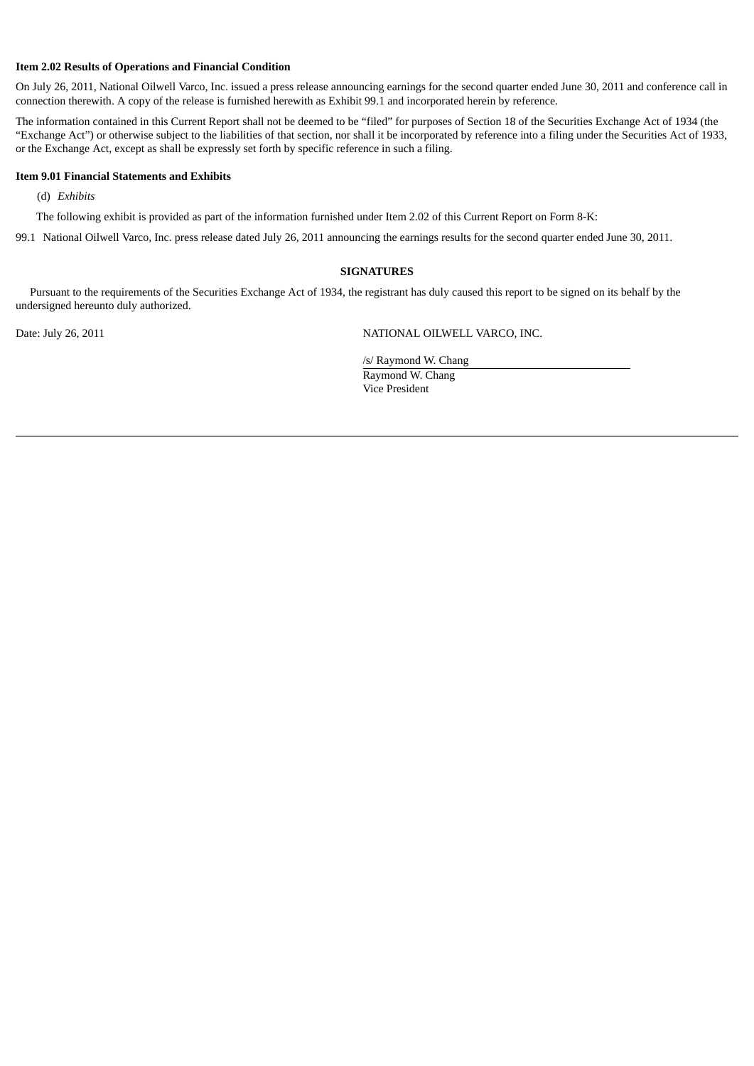**Item 2.02 Results of Operations and Financial Condition**

On July 26, 2011, National Oilwell Varco, Inc. issued a press release announcing earnings for the second quarter ended June 30, 2011 and conference call in connection therewith. A copy of the release is furnished herewith as Exhibit 99.1 and incorporated herein by reference.

The information contained in this Current Report shall not be deemed to be "filed" for purposes of Section 18 of the Securities Exchange Act of 1934 (the "Exchange Act") or otherwise subject to the liabilities of that section, nor shall it be incorporated by reference into a filing under the Securities Act of 1933, or the Exchange Act, except as shall be expressly set forth by specific reference in such a filing.

**Item 9.01 Financial Statements and Exhibits**

(d) *Exhibits*

The following exhibit is provided as part of the information furnished under Item 2.02 of this Current Report on Form 8-K:

99.1 National Oilwell Varco, Inc. press release dated July 26, 2011 announcing the earnings results for the second quarter ended June 30, 2011.

**SIGNATURES**

Pursuant to the requirements of the Securities Exchange Act of 1934, the registrant has duly caused this report to be signed on its behalf by the undersigned hereunto duly authorized.

Date: July 26, 2011

NATIONAL OILWELL VARCO, INC.

/s/ Raymond W. Chang

Raymond W. Chang
Vice President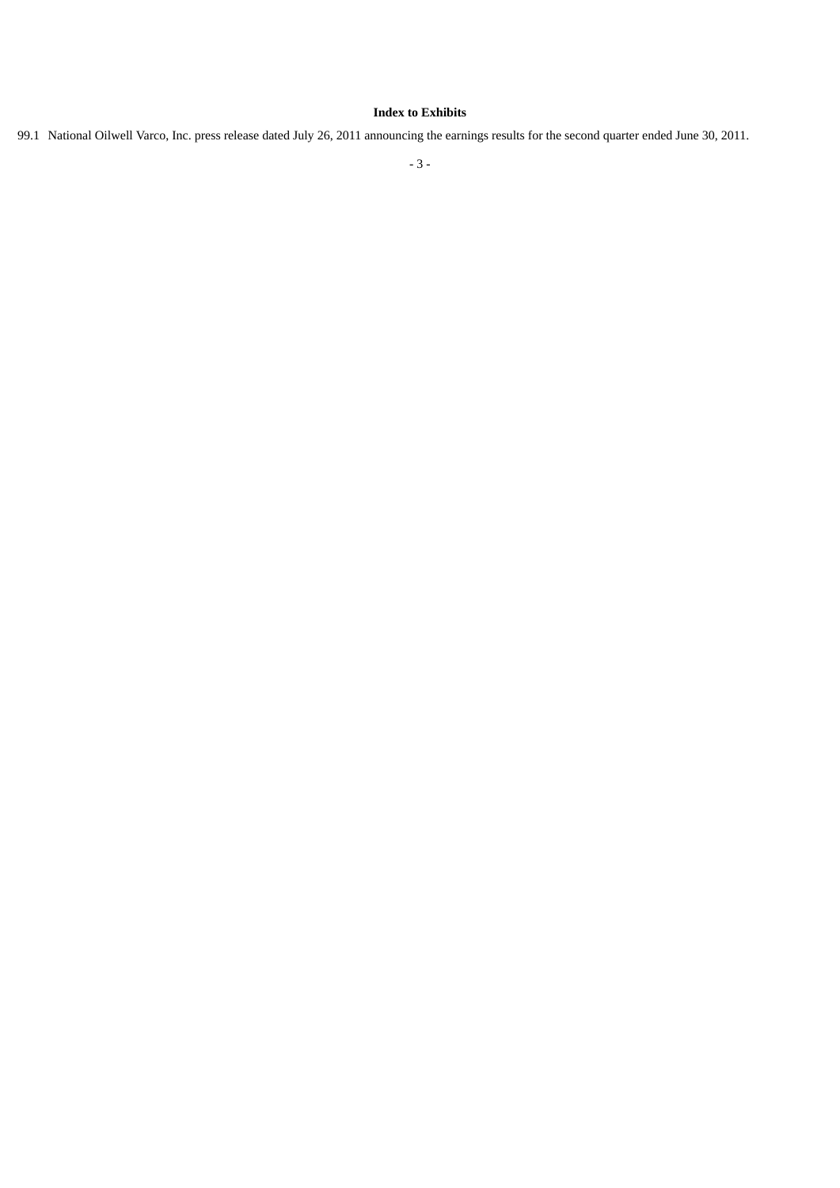**Index to Exhibits**

99.1 National Oilwell Varco, Inc. press release dated July 26, 2011 announcing the earnings results for the second quarter ended June 30, 2011.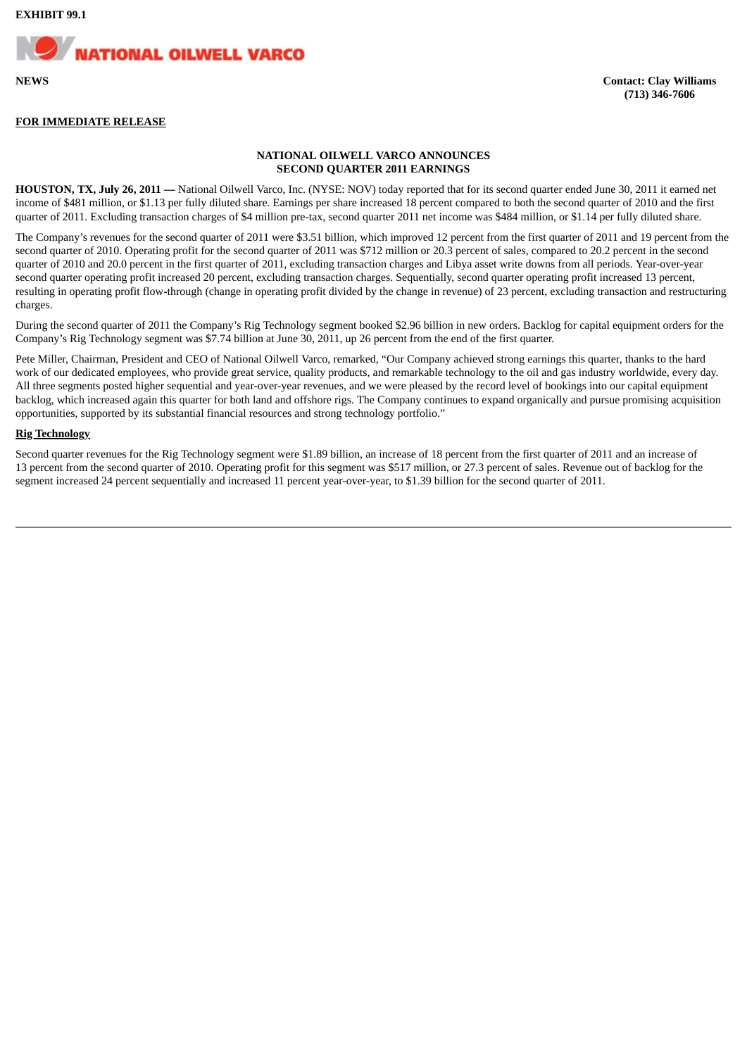**EXHIBIT 99.1**

**NATIONAL OILWELL VARCO**

**NEWS**

**Contact: Clay Williams**
**(713) 346-7606**

**FOR IMMEDIATE RELEASE**

**NATIONAL OILWELL VARCO ANNOUNCES**
**SECOND QUARTER 2011 EARNINGS**

**HOUSTON, TX, July 26, 2011 —** National Oilwell Varco, Inc. (NYSE: NOV) today reported that for its second quarter ended June 30, 2011 it earned net income of $481 million, or $1.13 per fully diluted share. Earnings per share increased 18 percent compared to both the second quarter of 2010 and the first quarter of 2011. Excluding transaction charges of $4 million pre-tax, second quarter 2011 net income was $484 million, or $1.14 per fully diluted share.

The Company's revenues for the second quarter of 2011 were $3.51 billion, which improved 12 percent from the first quarter of 2011 and 19 percent from the second quarter of 2010. Operating profit for the second quarter of 2011 was $712 million or 20.3 percent of sales, compared to 20.2 percent in the second quarter of 2010 and 20.0 percent in the first quarter of 2011, excluding transaction charges and Libya asset write downs from all periods. Year-over-year second quarter operating profit increased 20 percent, excluding transaction charges. Sequentially, second quarter operating profit increased 13 percent, resulting in operating profit flow-through (change in operating profit divided by the change in revenue) of 23 percent, excluding transaction and restructuring charges.

During the second quarter of 2011 the Company's Rig Technology segment booked $2.96 billion in new orders. Backlog for capital equipment orders for the Company's Rig Technology segment was $7.74 billion at June 30, 2011, up 26 percent from the end of the first quarter.

Pete Miller, Chairman, President and CEO of National Oilwell Varco, remarked, "Our Company achieved strong earnings this quarter, thanks to the hard work of our dedicated employees, who provide great service, quality products, and remarkable technology to the oil and gas industry worldwide, every day. All three segments posted higher sequential and year-over-year revenues, and we were pleased by the record level of bookings into our capital equipment backlog, which increased again this quarter for both land and offshore rigs. The Company continues to expand organically and pursue promising acquisition opportunities, supported by its substantial financial resources and strong technology portfolio."

**Rig Technology**

Second quarter revenues for the Rig Technology segment were $1.89 billion, an increase of 18 percent from the first quarter of 2011 and an increase of 13 percent from the second quarter of 2010. Operating profit for this segment was $517 million, or 27.3 percent of sales. Revenue out of backlog for the segment increased 24 percent sequentially and increased 11 percent year-over-year, to $1.39 billion for the second quarter of 2011.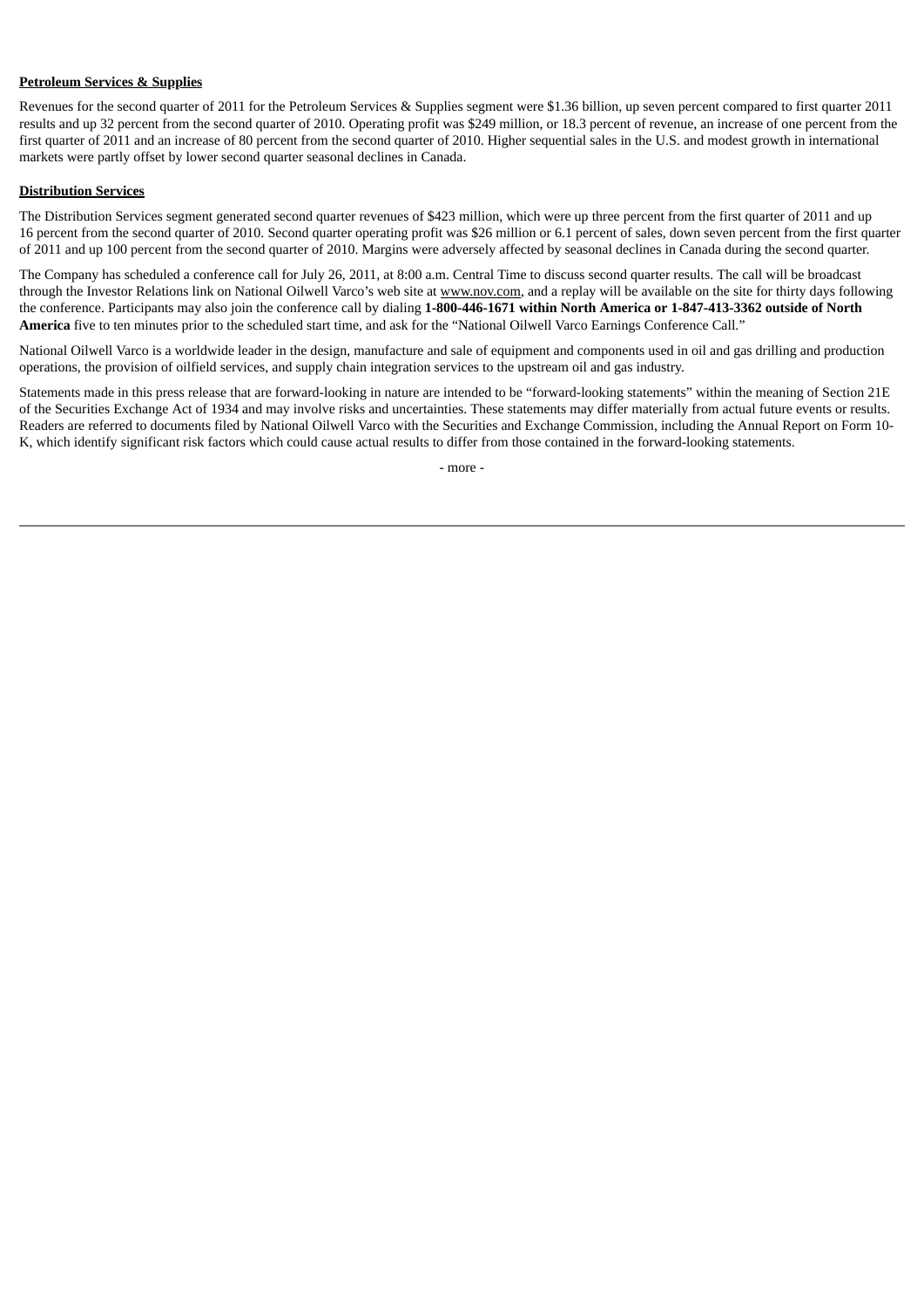**Petroleum Services & Supplies**

Revenues for the second quarter of 2011 for the Petroleum Services & Supplies segment were $1.36 billion, up seven percent compared to first quarter 2011 results and up 32 percent from the second quarter of 2010. Operating profit was $249 million, or 18.3 percent of revenue, an increase of one percent from the first quarter of 2011 and an increase of 80 percent from the second quarter of 2010. Higher sequential sales in the U.S. and modest growth in international markets were partly offset by lower second quarter seasonal declines in Canada.

**Distribution Services**

The Distribution Services segment generated second quarter revenues of $423 million, which were up three percent from the first quarter of 2011 and up 16 percent from the second quarter of 2010. Second quarter operating profit was $26 million or 6.1 percent of sales, down seven percent from the first quarter of 2011 and up 100 percent from the second quarter of 2010. Margins were adversely affected by seasonal declines in Canada during the second quarter.

The Company has scheduled a conference call for July 26, 2011, at 8:00 a.m. Central Time to discuss second quarter results. The call will be broadcast through the Investor Relations link on National Oilwell Varco's web site at www.nov.com, and a replay will be available on the site for thirty days following the conference. Participants may also join the conference call by dialing **1-800-446-1671 within North America or 1-847-413-3362 outside of North America** five to ten minutes prior to the scheduled start time, and ask for the "National Oilwell Varco Earnings Conference Call."

National Oilwell Varco is a worldwide leader in the design, manufacture and sale of equipment and components used in oil and gas drilling and production operations, the provision of oilfield services, and supply chain integration services to the upstream oil and gas industry.

Statements made in this press release that are forward-looking in nature are intended to be "forward-looking statements" within the meaning of Section 21E of the Securities Exchange Act of 1934 and may involve risks and uncertainties. These statements may differ materially from actual future events or results. Readers are referred to documents filed by National Oilwell Varco with the Securities and Exchange Commission, including the Annual Report on Form 10-K, which identify significant risk factors which could cause actual results to differ from those contained in the forward-looking statements.

- more -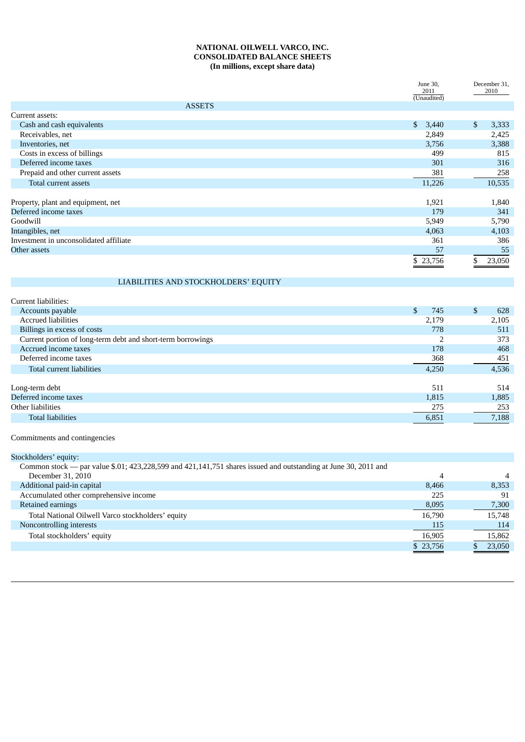**NATIONAL OILWELL VARCO, INC.**
**CONSOLIDATED BALANCE SHEETS**
**(In millions, except share data)**

| | June 30, 2011 (Unaudited) | December 31, 2010 |
|---|---|---|
| **ASSETS** | | |
| Current assets: | | |
| Cash and cash equivalents | $ 3,440 | $ 3,333 |
| Receivables, net | 2,849 | 2,425 |
| Inventories, net | 3,756 | 3,388 |
| Costs in excess of billings | 499 | 815 |
| Deferred income taxes | 301 | 316 |
| Prepaid and other current assets | 381 | 258 |
| Total current assets | 11,226 | 10,535 |
| | | |
| Property, plant and equipment, net | 1,921 | 1,840 |
| Deferred income taxes | 179 | 341 |
| Goodwill | 5,949 | 5,790 |
| Intangibles, net | 4,063 | 4,103 |
| Investment in unconsolidated affiliate | 361 | 386 |
| Other assets | 57 | 55 |
| | $ 23,756 | $ 23,050 |
| **LIABILITIES AND STOCKHOLDERS' EQUITY** | | |
| Current liabilities: | | |
| Accounts payable | $ 745 | $ 628 |
| Accrued liabilities | 2,179 | 2,105 |
| Billings in excess of costs | 778 | 511 |
| Current portion of long-term debt and short-term borrowings | 2 | 373 |
| Accrued income taxes | 178 | 468 |
| Deferred income taxes | 368 | 451 |
| Total current liabilities | 4,250 | 4,536 |
| | | |
| Long-term debt | 511 | 514 |
| Deferred income taxes | 1,815 | 1,885 |
| Other liabilities | 275 | 253 |
| Total liabilities | 6,851 | 7,188 |
| | | |
| Commitments and contingencies | | |
| | | |
| Stockholders' equity: | | |
| Common stock — par value $.01; 423,228,599 and 421,141,751 shares issued and outstanding at June 30, 2011 and December 31, 2010 | 4 | 4 |
| Additional paid-in capital | 8,466 | 8,353 |
| Accumulated other comprehensive income | 225 | 91 |
| Retained earnings | 8,095 | 7,300 |
| Total National Oilwell Varco stockholders' equity | 16,790 | 15,748 |
| Noncontrolling interests | 115 | 114 |
| Total stockholders' equity | 16,905 | 15,862 |
| | $ 23,756 | $ 23,050 |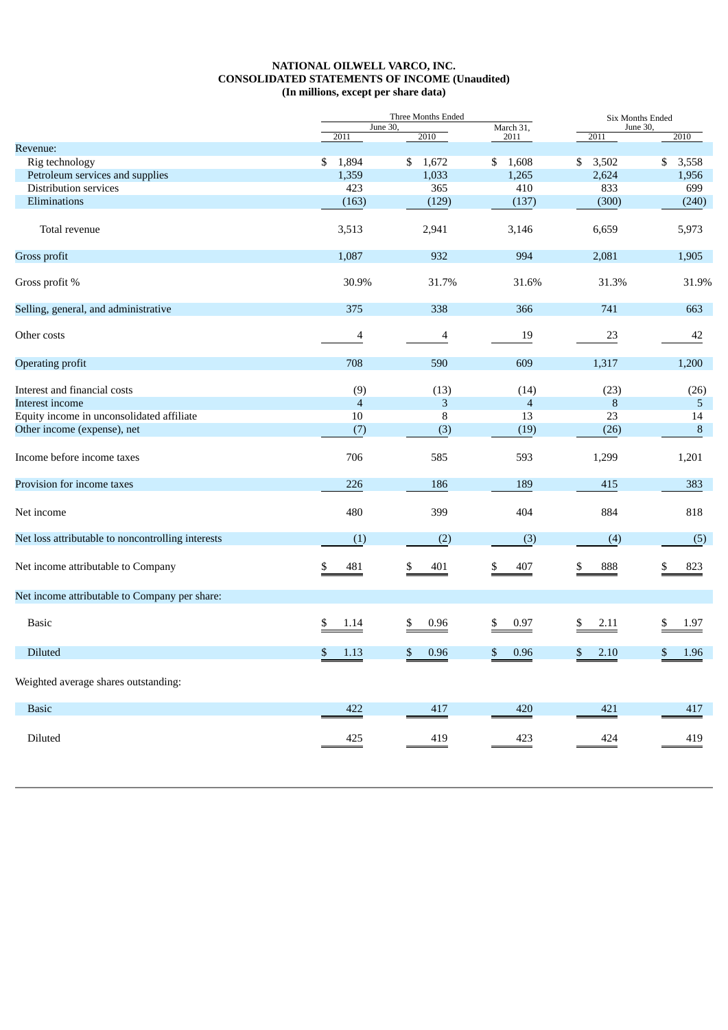**NATIONAL OILWELL VARCO, INC.**
**CONSOLIDATED STATEMENTS OF INCOME (Unaudited)**
**(In millions, except per share data)**

| | Three Months Ended | | | Six Months Ended | |
|---|---|---|---|---|---|
| | June 30, | | March 31, | June 30, | |
| | 2011 | 2010 | 2011 | 2011 | 2010 |
| Revenue: | | | | | |
| Rig technology | $ 1,894 | $ 1,672 | $ 1,608 | $ 3,502 | $ 3,558 |
| Petroleum services and supplies | 1,359 | 1,033 | 1,265 | 2,624 | 1,956 |
| Distribution services | 423 | 365 | 410 | 833 | 699 |
| Eliminations | (163) | (129) | (137) | (300) | (240) |
| Total revenue | 3,513 | 2,941 | 3,146 | 6,659 | 5,973 |
| Gross profit | 1,087 | 932 | 994 | 2,081 | 1,905 |
| Gross profit % | 30.9% | 31.7% | 31.6% | 31.3% | 31.9% |
| Selling, general, and administrative | 375 | 338 | 366 | 741 | 663 |
| Other costs | 4 | 4 | 19 | 23 | 42 |
| Operating profit | 708 | 590 | 609 | 1,317 | 1,200 |
| Interest and financial costs | (9) | (13) | (14) | (23) | (26) |
| Interest income | 4 | 3 | 4 | 8 | 5 |
| Equity income in unconsolidated affiliate | 10 | 8 | 13 | 23 | 14 |
| Other income (expense), net | (7) | (3) | (19) | (26) | 8 |
| Income before income taxes | 706 | 585 | 593 | 1,299 | 1,201 |
| Provision for income taxes | 226 | 186 | 189 | 415 | 383 |
| Net income | 480 | 399 | 404 | 884 | 818 |
| Net loss attributable to noncontrolling interests | (1) | (2) | (3) | (4) | (5) |
| Net income attributable to Company | $ 481 | $ 401 | $ 407 | $ 888 | $ 823 |
| Net income attributable to Company per share: | | | | | |
| Basic | $ 1.14 | $ 0.96 | $ 0.97 | $ 2.11 | $ 1.97 |
| Diluted | $ 1.13 | $ 0.96 | $ 0.96 | $ 2.10 | $ 1.96 |
| Weighted average shares outstanding: | | | | | |
| Basic | 422 | 417 | 420 | 421 | 417 |
| Diluted | 425 | 419 | 423 | 424 | 419 |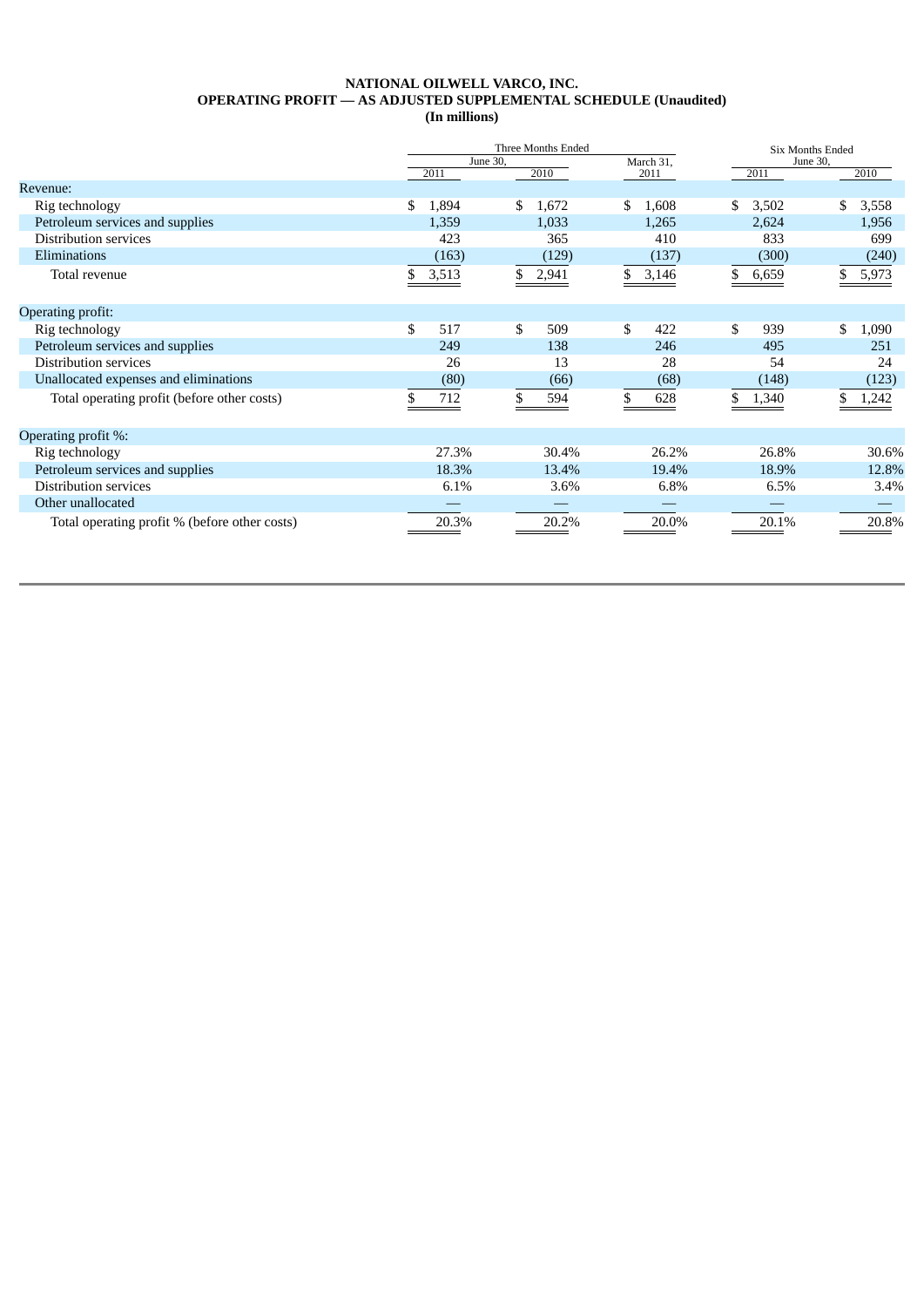**NATIONAL OILWELL VARCO, INC.**
**OPERATING PROFIT — AS ADJUSTED SUPPLEMENTAL SCHEDULE (Unaudited)**
**(In millions)**

| | Three Months Ended June 30, 2011 | Three Months Ended June 30, 2010 | Three Months Ended March 31, 2011 | Six Months Ended June 30, 2011 | Six Months Ended June 30, 2010 |
|---|---|---|---|---|---|
| Revenue: | | | | | |
| Rig technology | $ 1,894 | $ 1,672 | $ 1,608 | $ 3,502 | $ 3,558 |
| Petroleum services and supplies | 1,359 | 1,033 | 1,265 | 2,624 | 1,956 |
| Distribution services | 423 | 365 | 410 | 833 | 699 |
| Eliminations | (163) | (129) | (137) | (300) | (240) |
| Total revenue | $ 3,513 | $ 2,941 | $ 3,146 | $ 6,659 | $ 5,973 |
| Operating profit: | | | | | |
| Rig technology | $ 517 | $ 509 | $ 422 | $ 939 | $ 1,090 |
| Petroleum services and supplies | 249 | 138 | 246 | 495 | 251 |
| Distribution services | 26 | 13 | 28 | 54 | 24 |
| Unallocated expenses and eliminations | (80) | (66) | (68) | (148) | (123) |
| Total operating profit (before other costs) | $ 712 | $ 594 | $ 628 | $ 1,340 | $ 1,242 |
| Operating profit %: | | | | | |
| Rig technology | 27.3% | 30.4% | 26.2% | 26.8% | 30.6% |
| Petroleum services and supplies | 18.3% | 13.4% | 19.4% | 18.9% | 12.8% |
| Distribution services | 6.1% | 3.6% | 6.8% | 6.5% | 3.4% |
| Other unallocated | — | — | — | — | — |
| Total operating profit % (before other costs) | 20.3% | 20.2% | 20.0% | 20.1% | 20.8% |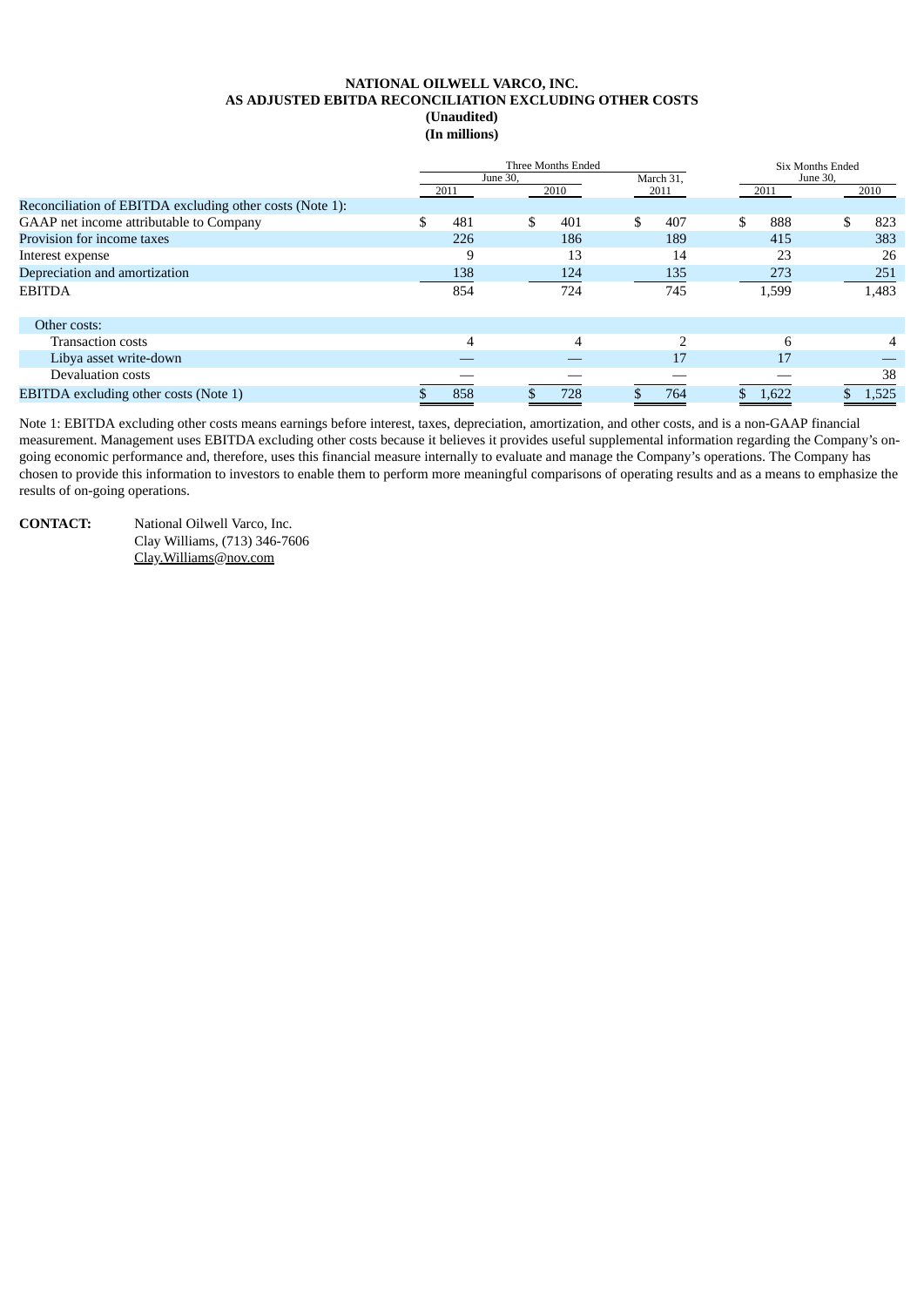**NATIONAL OILWELL VARCO, INC.**
**AS ADJUSTED EBITDA RECONCILIATION EXCLUDING OTHER COSTS**
**(Unaudited)**
**(In millions)**

| | Three Months Ended June 30, | | Three Months Ended March 31, | Six Months Ended June 30, | |
|---|---|---|---|---|---|
| | 2011 | 2010 | 2011 | 2011 | 2010 |
| Reconciliation of EBITDA excluding other costs (Note 1): | | | | | |
| GAAP net income attributable to Company | $ 481 | $ 401 | $ 407 | $ 888 | $ 823 |
| Provision for income taxes | 226 | 186 | 189 | 415 | 383 |
| Interest expense | 9 | 13 | 14 | 23 | 26 |
| Depreciation and amortization | 138 | 124 | 135 | 273 | 251 |
| EBITDA | 854 | 724 | 745 | 1,599 | 1,483 |
| Other costs: | | | | | |
| Transaction costs | 4 | 4 | 2 | 6 | 4 |
| Libya asset write-down | — | — | 17 | 17 | — |
| Devaluation costs | — | — | — | — | 38 |
| EBITDA excluding other costs (Note 1) | $ 858 | $ 728 | $ 764 | $ 1,622 | $ 1,525 |

Note 1: EBITDA excluding other costs means earnings before interest, taxes, depreciation, amortization, and other costs, and is a non-GAAP financial measurement. Management uses EBITDA excluding other costs because it believes it provides useful supplemental information regarding the Company's on-going economic performance and, therefore, uses this financial measure internally to evaluate and manage the Company's operations. The Company has chosen to provide this information to investors to enable them to perform more meaningful comparisons of operating results and as a means to emphasize the results of on-going operations.

**CONTACT:** National Oilwell Varco, Inc.
Clay Williams, (713) 346-7606
Clay.Williams@nov.com